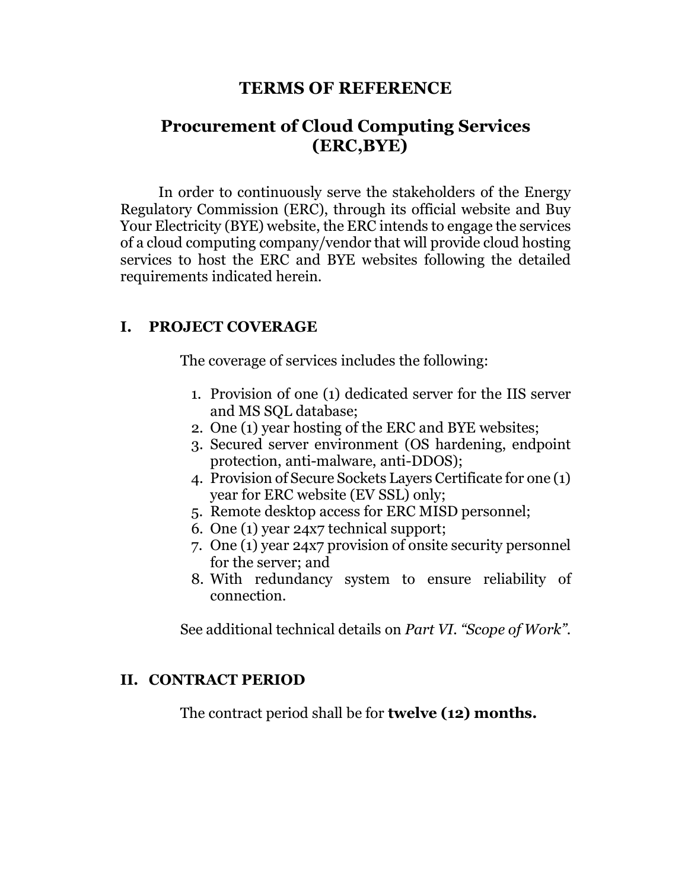# TERMS OF REFERENCE

## Procurement of Cloud Computing Services (ERC,BYE)

In order to continuously serve the stakeholders of the Energy Regulatory Commission (ERC), through its official website and Buy Your Electricity (BYE) website, the ERC intends to engage the services of a cloud computing company/vendor that will provide cloud hosting services to host the ERC and BYE websites following the detailed requirements indicated herein.

### I. PROJECT COVERAGE

The coverage of services includes the following:

1. Provision of one (1) dedicated server for the IIS server and MS SQL database;
2. One (1) year hosting of the ERC and BYE websites;
3. Secured server environment (OS hardening, endpoint protection, anti-malware, anti-DDOS);
4. Provision of Secure Sockets Layers Certificate for one (1) year for ERC website (EV SSL) only;
5. Remote desktop access for ERC MISD personnel;
6. One (1) year 24x7 technical support;
7. One (1) year 24x7 provision of onsite security personnel for the server; and
8. With redundancy system to ensure reliability of connection.

See additional technical details on *Part VI. "Scope of Work"*.

### II. CONTRACT PERIOD

The contract period shall be for **twelve (12) months.**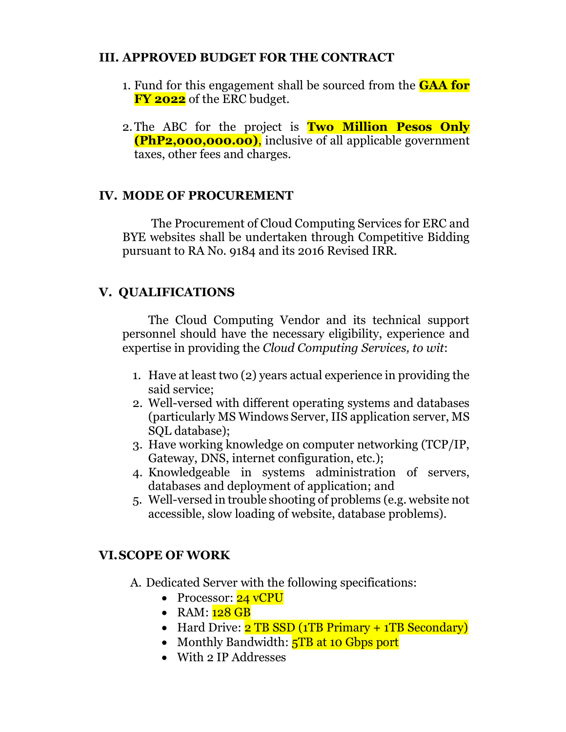## III. APPROVED BUDGET FOR THE CONTRACT

1. Fund for this engagement shall be sourced from the **GAA for FY 2022** of the ERC budget.

2. The ABC for the project is **Two Million Pesos Only (PhP2,000,000.00)**, inclusive of all applicable government taxes, other fees and charges.

## IV. MODE OF PROCUREMENT

The Procurement of Cloud Computing Services for ERC and BYE websites shall be undertaken through Competitive Bidding pursuant to RA No. 9184 and its 2016 Revised IRR.

## V. QUALIFICATIONS

The Cloud Computing Vendor and its technical support personnel should have the necessary eligibility, experience and expertise in providing the *Cloud Computing Services, to wit*:

1. Have at least two (2) years actual experience in providing the said service;
2. Well-versed with different operating systems and databases (particularly MS Windows Server, IIS application server, MS SQL database);
3. Have working knowledge on computer networking (TCP/IP, Gateway, DNS, internet configuration, etc.);
4. Knowledgeable in systems administration of servers, databases and deployment of application; and
5. Well-versed in trouble shooting of problems (e.g. website not accessible, slow loading of website, database problems).

## VI. SCOPE OF WORK

A. Dedicated Server with the following specifications:
   - Processor: 24 vCPU
   - RAM: 128 GB
   - Hard Drive: 2 TB SSD (1TB Primary + 1TB Secondary)
   - Monthly Bandwidth: 5TB at 10 Gbps port
   - With 2 IP Addresses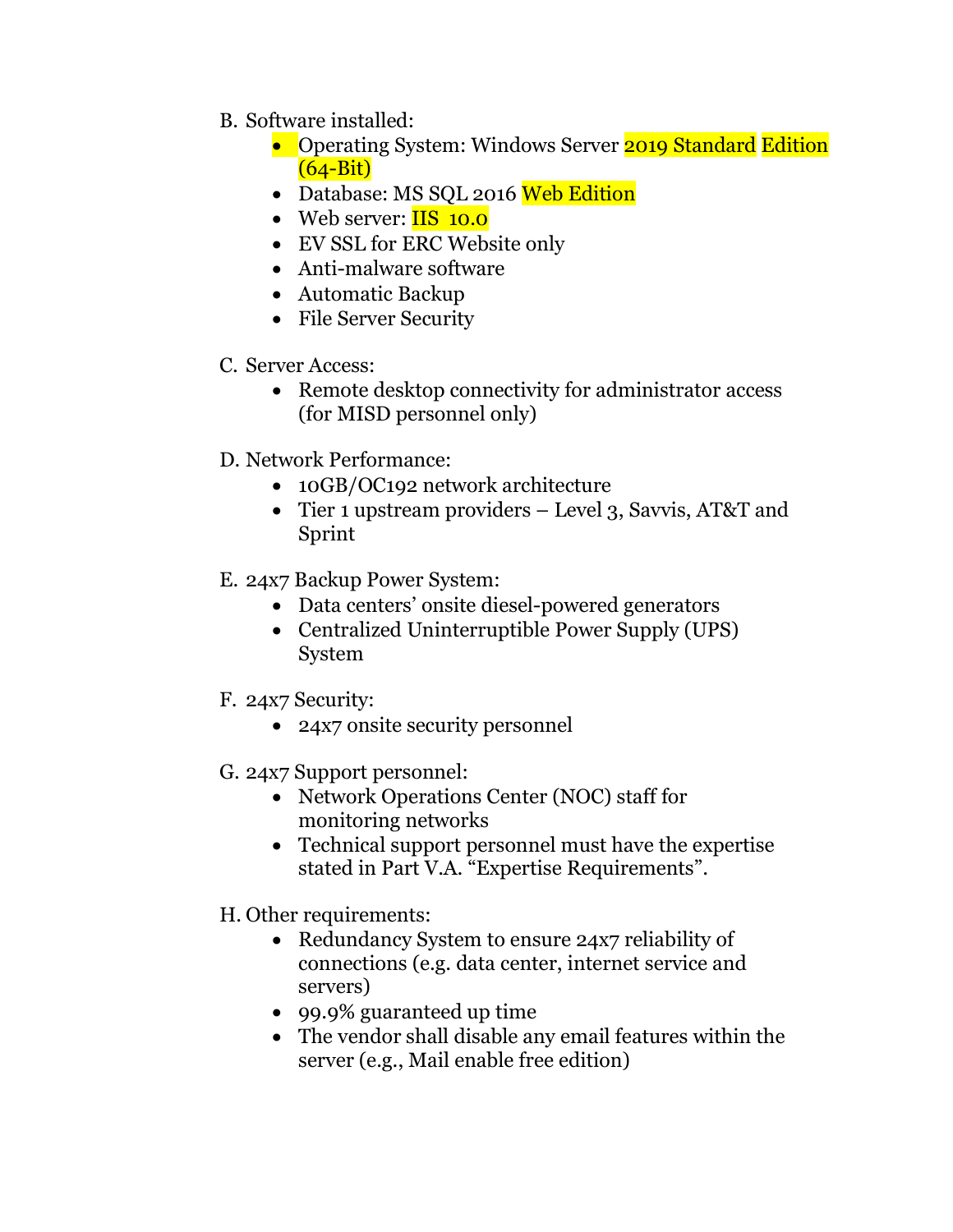B. Software installed:

- Operating System: Windows Server 2019 Standard Edition (64-Bit)
- Database: MS SQL 2016 Web Edition
- Web server: IIS 10.0
- EV SSL for ERC Website only
- Anti-malware software
- Automatic Backup
- File Server Security

C. Server Access:

- Remote desktop connectivity for administrator access (for MISD personnel only)

D. Network Performance:

- 10GB/OC192 network architecture
- Tier 1 upstream providers – Level 3, Savvis, AT&T and Sprint

E. 24x7 Backup Power System:

- Data centers' onsite diesel-powered generators
- Centralized Uninterruptible Power Supply (UPS) System

F. 24x7 Security:

- 24x7 onsite security personnel

G. 24x7 Support personnel:

- Network Operations Center (NOC) staff for monitoring networks
- Technical support personnel must have the expertise stated in Part V.A. "Expertise Requirements".

H. Other requirements:

- Redundancy System to ensure 24x7 reliability of connections (e.g. data center, internet service and servers)
- 99.9% guaranteed up time
- The vendor shall disable any email features within the server (e.g., Mail enable free edition)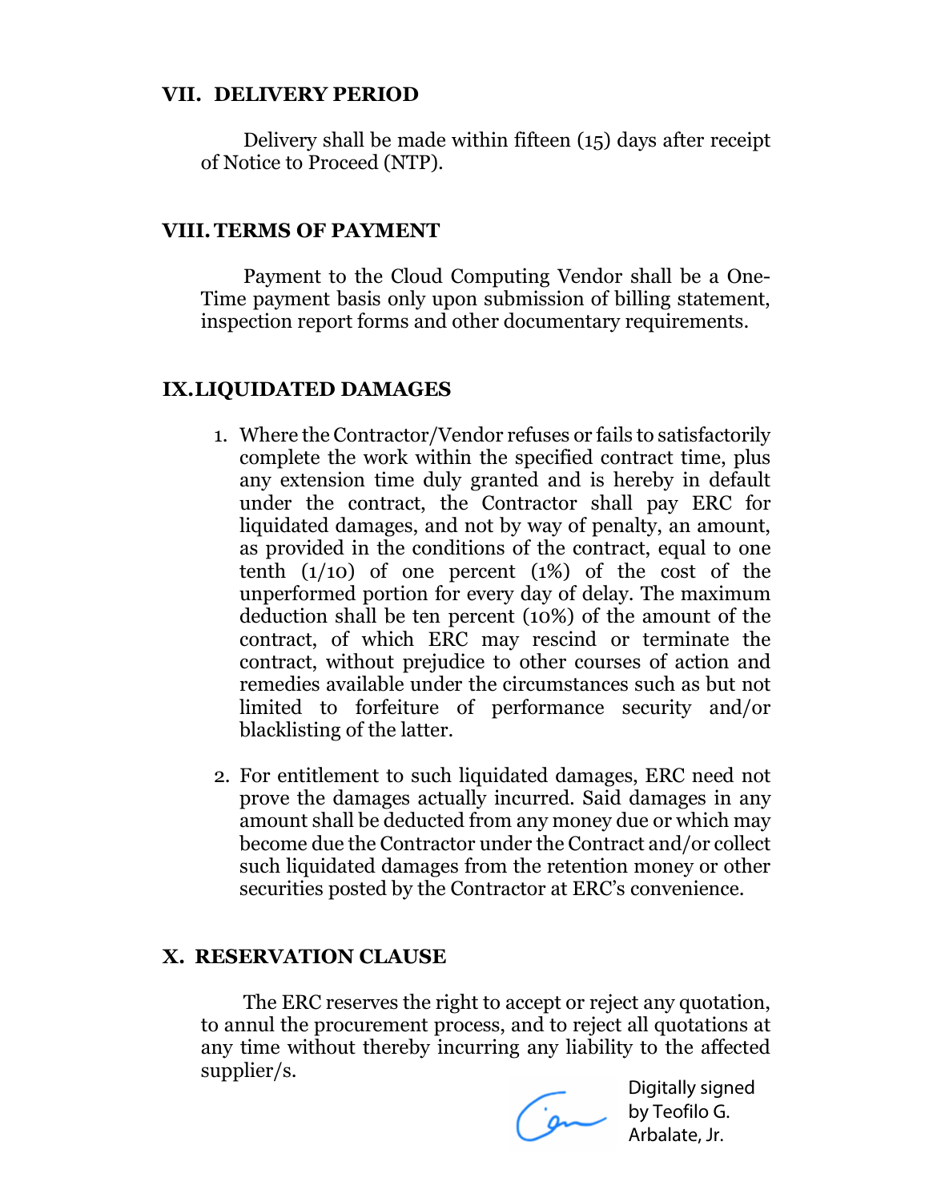## VII. DELIVERY PERIOD

Delivery shall be made within fifteen (15) days after receipt of Notice to Proceed (NTP).

## VIII. TERMS OF PAYMENT

Payment to the Cloud Computing Vendor shall be a One-Time payment basis only upon submission of billing statement, inspection report forms and other documentary requirements.

## IX. LIQUIDATED DAMAGES

1. Where the Contractor/Vendor refuses or fails to satisfactorily complete the work within the specified contract time, plus any extension time duly granted and is hereby in default under the contract, the Contractor shall pay ERC for liquidated damages, and not by way of penalty, an amount, as provided in the conditions of the contract, equal to one tenth (1/10) of one percent (1%) of the cost of the unperformed portion for every day of delay. The maximum deduction shall be ten percent (10%) of the amount of the contract, of which ERC may rescind or terminate the contract, without prejudice to other courses of action and remedies available under the circumstances such as but not limited to forfeiture of performance security and/or blacklisting of the latter.

2. For entitlement to such liquidated damages, ERC need not prove the damages actually incurred. Said damages in any amount shall be deducted from any money due or which may become due the Contractor under the Contract and/or collect such liquidated damages from the retention money or other securities posted by the Contractor at ERC's convenience.

## X. RESERVATION CLAUSE

The ERC reserves the right to accept or reject any quotation, to annul the procurement process, and to reject all quotations at any time without thereby incurring any liability to the affected supplier/s.

Digitally signed by Teofilo G. Arbalate, Jr.